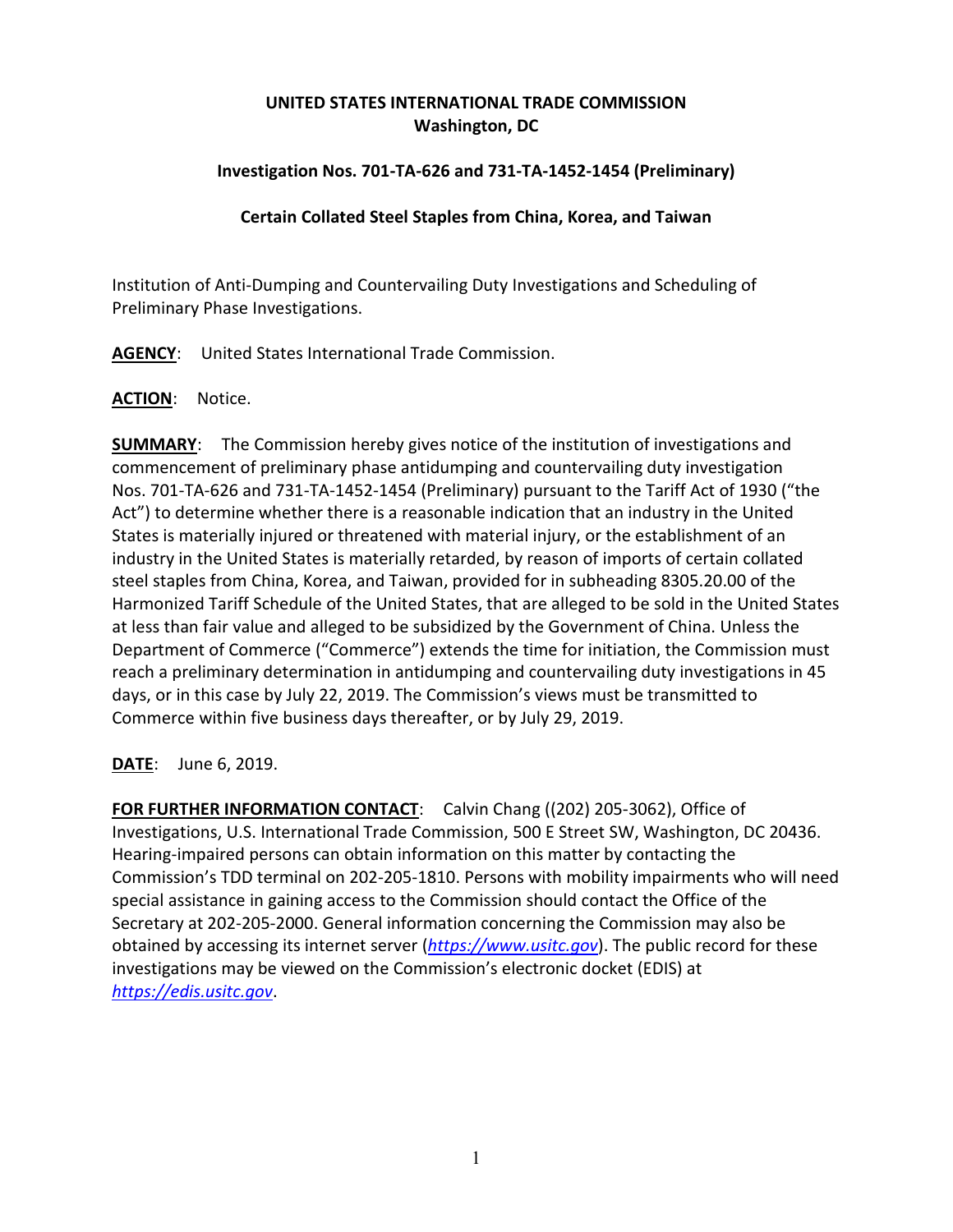**UNITED STATES INTERNATIONAL TRADE COMMISSION**
**Washington, DC**

**Investigation Nos. 701-TA-626 and 731-TA-1452-1454 (Preliminary)**

**Certain Collated Steel Staples from China, Korea, and Taiwan**

Institution of Anti-Dumping and Countervailing Duty Investigations and Scheduling of Preliminary Phase Investigations.

**AGENCY**: United States International Trade Commission.

**ACTION**: Notice.

**SUMMARY**: The Commission hereby gives notice of the institution of investigations and commencement of preliminary phase antidumping and countervailing duty investigation Nos. 701-TA-626 and 731-TA-1452-1454 (Preliminary) pursuant to the Tariff Act of 1930 ("the Act") to determine whether there is a reasonable indication that an industry in the United States is materially injured or threatened with material injury, or the establishment of an industry in the United States is materially retarded, by reason of imports of certain collated steel staples from China, Korea, and Taiwan, provided for in subheading 8305.20.00 of the Harmonized Tariff Schedule of the United States, that are alleged to be sold in the United States at less than fair value and alleged to be subsidized by the Government of China. Unless the Department of Commerce ("Commerce") extends the time for initiation, the Commission must reach a preliminary determination in antidumping and countervailing duty investigations in 45 days, or in this case by July 22, 2019. The Commission's views must be transmitted to Commerce within five business days thereafter, or by July 29, 2019.

**DATE**: June 6, 2019.

**FOR FURTHER INFORMATION CONTACT**: Calvin Chang ((202) 205-3062), Office of Investigations, U.S. International Trade Commission, 500 E Street SW, Washington, DC 20436. Hearing-impaired persons can obtain information on this matter by contacting the Commission's TDD terminal on 202-205-1810. Persons with mobility impairments who will need special assistance in gaining access to the Commission should contact the Office of the Secretary at 202-205-2000. General information concerning the Commission may also be obtained by accessing its internet server (*https://www.usitc.gov*). The public record for these investigations may be viewed on the Commission's electronic docket (EDIS) at *https://edis.usitc.gov*.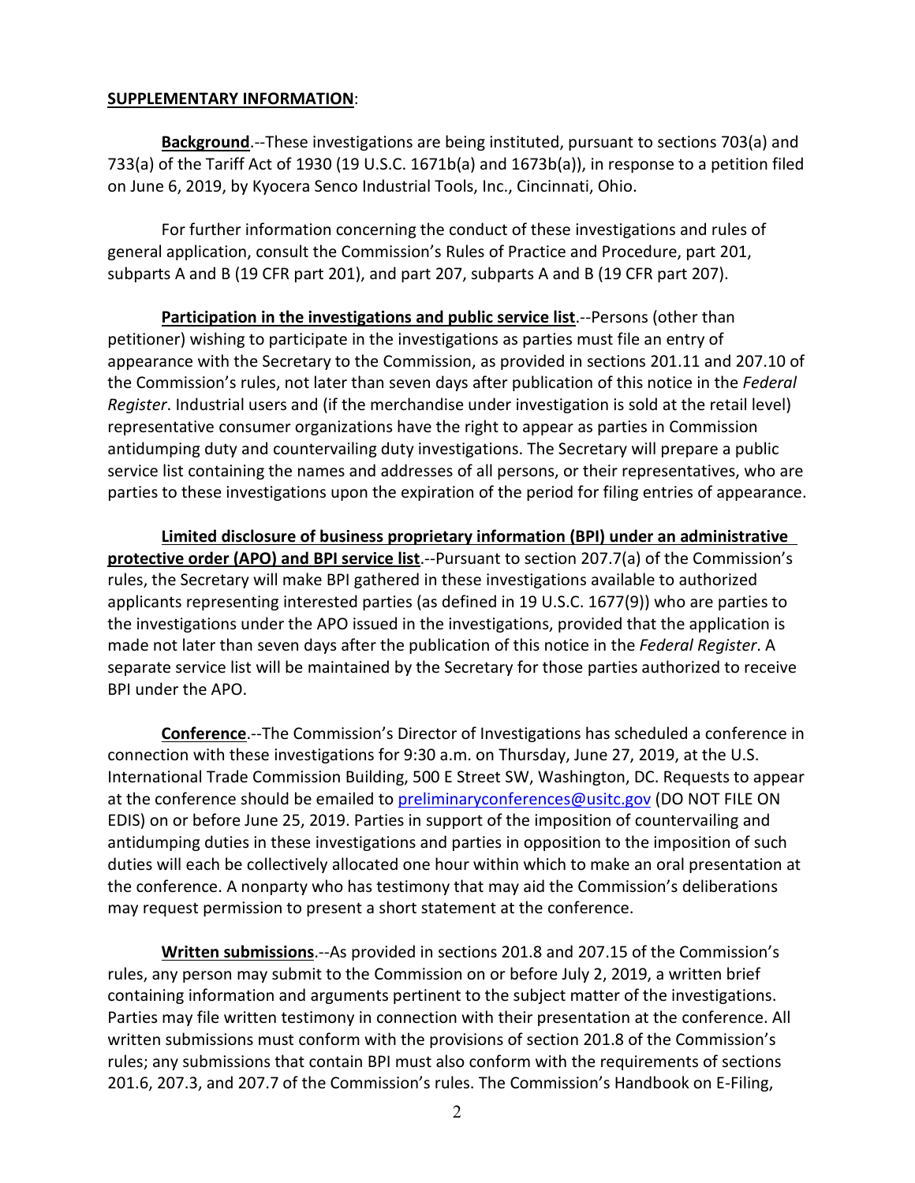**SUPPLEMENTARY INFORMATION**:

**Background**.--These investigations are being instituted, pursuant to sections 703(a) and 733(a) of the Tariff Act of 1930 (19 U.S.C. 1671b(a) and 1673b(a)), in response to a petition filed on June 6, 2019, by Kyocera Senco Industrial Tools, Inc., Cincinnati, Ohio.

For further information concerning the conduct of these investigations and rules of general application, consult the Commission's Rules of Practice and Procedure, part 201, subparts A and B (19 CFR part 201), and part 207, subparts A and B (19 CFR part 207).

**Participation in the investigations and public service list**.--Persons (other than petitioner) wishing to participate in the investigations as parties must file an entry of appearance with the Secretary to the Commission, as provided in sections 201.11 and 207.10 of the Commission's rules, not later than seven days after publication of this notice in the *Federal Register*. Industrial users and (if the merchandise under investigation is sold at the retail level) representative consumer organizations have the right to appear as parties in Commission antidumping duty and countervailing duty investigations. The Secretary will prepare a public service list containing the names and addresses of all persons, or their representatives, who are parties to these investigations upon the expiration of the period for filing entries of appearance.

**Limited disclosure of business proprietary information (BPI) under an administrative protective order (APO) and BPI service list**.--Pursuant to section 207.7(a) of the Commission's rules, the Secretary will make BPI gathered in these investigations available to authorized applicants representing interested parties (as defined in 19 U.S.C. 1677(9)) who are parties to the investigations under the APO issued in the investigations, provided that the application is made not later than seven days after the publication of this notice in the *Federal Register*. A separate service list will be maintained by the Secretary for those parties authorized to receive BPI under the APO.

**Conference**.--The Commission's Director of Investigations has scheduled a conference in connection with these investigations for 9:30 a.m. on Thursday, June 27, 2019, at the U.S. International Trade Commission Building, 500 E Street SW, Washington, DC. Requests to appear at the conference should be emailed to preliminaryconferences@usitc.gov (DO NOT FILE ON EDIS) on or before June 25, 2019. Parties in support of the imposition of countervailing and antidumping duties in these investigations and parties in opposition to the imposition of such duties will each be collectively allocated one hour within which to make an oral presentation at the conference. A nonparty who has testimony that may aid the Commission's deliberations may request permission to present a short statement at the conference.

**Written submissions**.--As provided in sections 201.8 and 207.15 of the Commission's rules, any person may submit to the Commission on or before July 2, 2019, a written brief containing information and arguments pertinent to the subject matter of the investigations. Parties may file written testimony in connection with their presentation at the conference. All written submissions must conform with the provisions of section 201.8 of the Commission's rules; any submissions that contain BPI must also conform with the requirements of sections 201.6, 207.3, and 207.7 of the Commission's rules. The Commission's Handbook on E-Filing,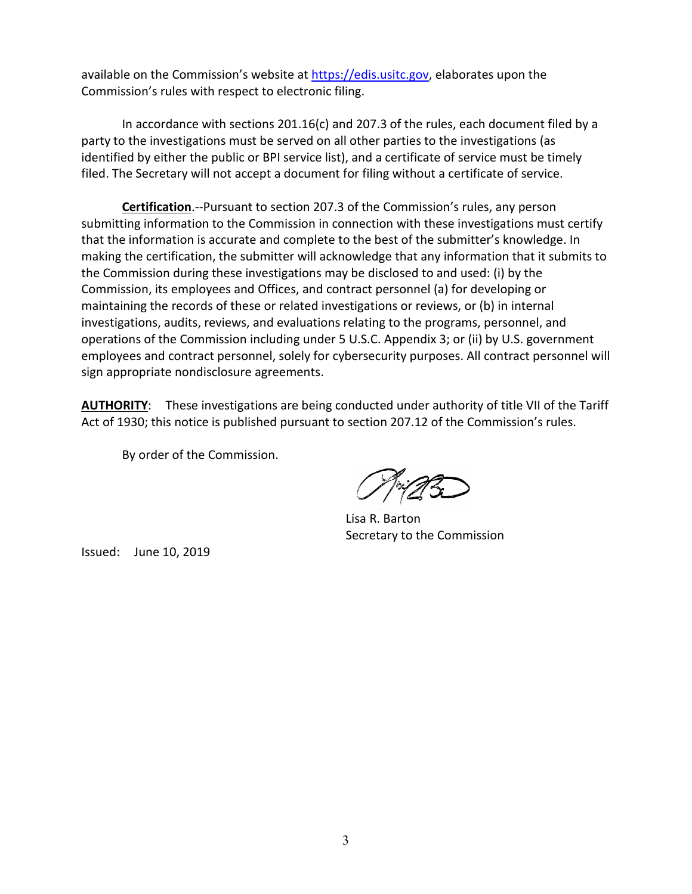available on the Commission's website at https://edis.usitc.gov, elaborates upon the Commission's rules with respect to electronic filing.

In accordance with sections 201.16(c) and 207.3 of the rules, each document filed by a party to the investigations must be served on all other parties to the investigations (as identified by either the public or BPI service list), and a certificate of service must be timely filed. The Secretary will not accept a document for filing without a certificate of service.

**Certification**.--Pursuant to section 207.3 of the Commission's rules, any person submitting information to the Commission in connection with these investigations must certify that the information is accurate and complete to the best of the submitter's knowledge. In making the certification, the submitter will acknowledge that any information that it submits to the Commission during these investigations may be disclosed to and used: (i) by the Commission, its employees and Offices, and contract personnel (a) for developing or maintaining the records of these or related investigations or reviews, or (b) in internal investigations, audits, reviews, and evaluations relating to the programs, personnel, and operations of the Commission including under 5 U.S.C. Appendix 3; or (ii) by U.S. government employees and contract personnel, solely for cybersecurity purposes. All contract personnel will sign appropriate nondisclosure agreements.

**AUTHORITY**: These investigations are being conducted under authority of title VII of the Tariff Act of 1930; this notice is published pursuant to section 207.12 of the Commission's rules.

By order of the Commission.

Lisa R. Barton
Secretary to the Commission

Issued: June 10, 2019